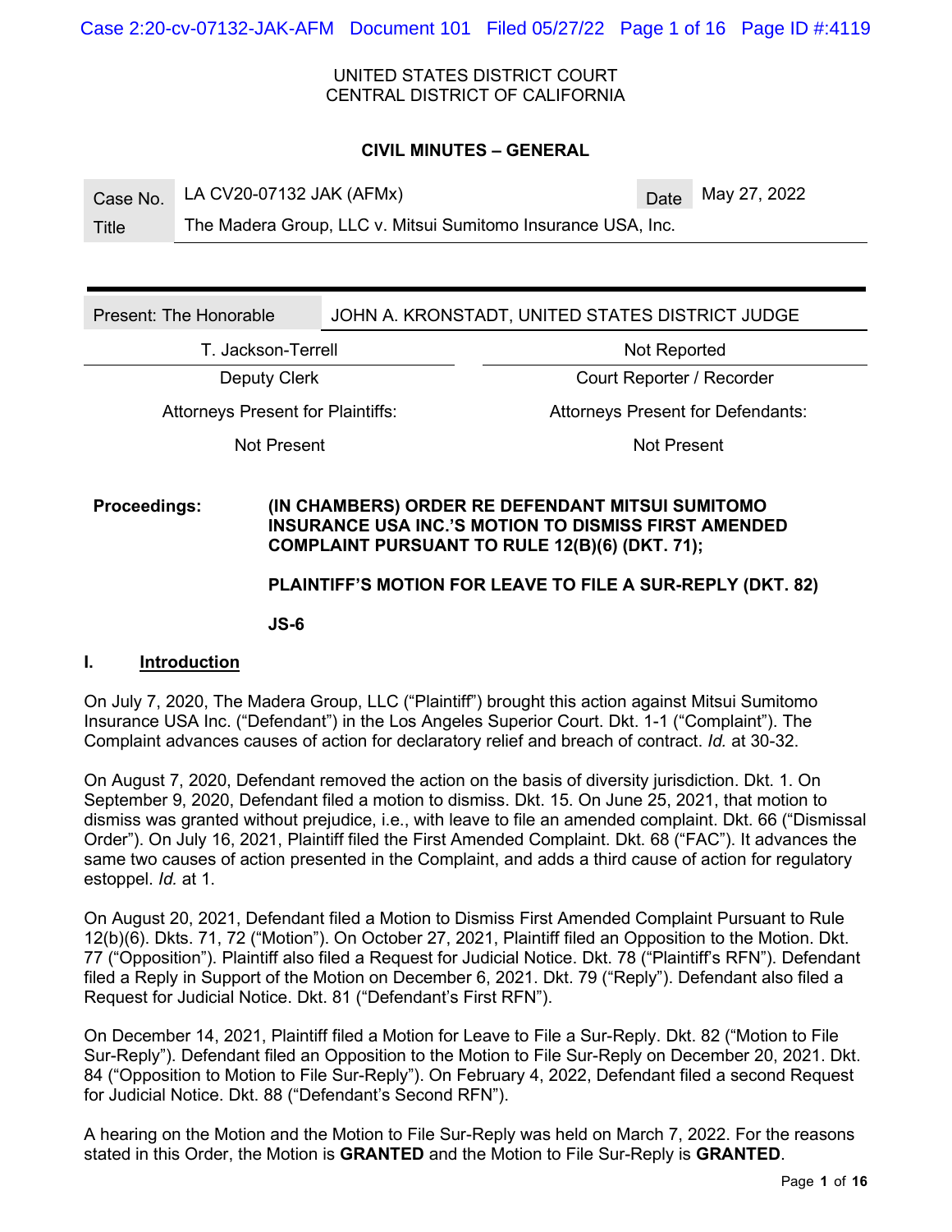UNITED STATES DISTRICT COURT
CENTRAL DISTRICT OF CALIFORNIA

**CIVIL MINUTES – GENERAL**

| Case No. | LA CV20-07132 JAK (AFMx) | Date | May 27, 2022 |
|---|---|---|---|
| Title | The Madera Group, LLC v. Mitsui Sumitomo Insurance USA, Inc. | | |

| Present: The Honorable | JOHN A. KRONSTADT, UNITED STATES DISTRICT JUDGE |
|---|---|
| T. Jackson-Terrell | Not Reported |
| Deputy Clerk | Court Reporter / Recorder |
| Attorneys Present for Plaintiffs: | Attorneys Present for Defendants: |
| Not Present | Not Present |

**Proceedings:** **(IN CHAMBERS) ORDER RE DEFENDANT MITSUI SUMITOMO INSURANCE USA INC.'S MOTION TO DISMISS FIRST AMENDED COMPLAINT PURSUANT TO RULE 12(B)(6) (DKT. 71);**

**PLAINTIFF'S MOTION FOR LEAVE TO FILE A SUR-REPLY (DKT. 82)**

**JS-6**

## I. Introduction

On July 7, 2020, The Madera Group, LLC ("Plaintiff") brought this action against Mitsui Sumitomo Insurance USA Inc. ("Defendant") in the Los Angeles Superior Court. Dkt. 1-1 ("Complaint"). The Complaint advances causes of action for declaratory relief and breach of contract. *Id.* at 30-32.

On August 7, 2020, Defendant removed the action on the basis of diversity jurisdiction. Dkt. 1. On September 9, 2020, Defendant filed a motion to dismiss. Dkt. 15. On June 25, 2021, that motion to dismiss was granted without prejudice, i.e., with leave to file an amended complaint. Dkt. 66 ("Dismissal Order"). On July 16, 2021, Plaintiff filed the First Amended Complaint. Dkt. 68 ("FAC"). It advances the same two causes of action presented in the Complaint, and adds a third cause of action for regulatory estoppel. *Id.* at 1.

On August 20, 2021, Defendant filed a Motion to Dismiss First Amended Complaint Pursuant to Rule 12(b)(6). Dkts. 71, 72 ("Motion"). On October 27, 2021, Plaintiff filed an Opposition to the Motion. Dkt. 77 ("Opposition"). Plaintiff also filed a Request for Judicial Notice. Dkt. 78 ("Plaintiff's RFN"). Defendant filed a Reply in Support of the Motion on December 6, 2021. Dkt. 79 ("Reply"). Defendant also filed a Request for Judicial Notice. Dkt. 81 ("Defendant's First RFN").

On December 14, 2021, Plaintiff filed a Motion for Leave to File a Sur-Reply. Dkt. 82 ("Motion to File Sur-Reply"). Defendant filed an Opposition to the Motion to File Sur-Reply on December 20, 2021. Dkt. 84 ("Opposition to Motion to File Sur-Reply"). On February 4, 2022, Defendant filed a second Request for Judicial Notice. Dkt. 88 ("Defendant's Second RFN").

A hearing on the Motion and the Motion to File Sur-Reply was held on March 7, 2022. For the reasons stated in this Order, the Motion is **GRANTED** and the Motion to File Sur-Reply is **GRANTED**.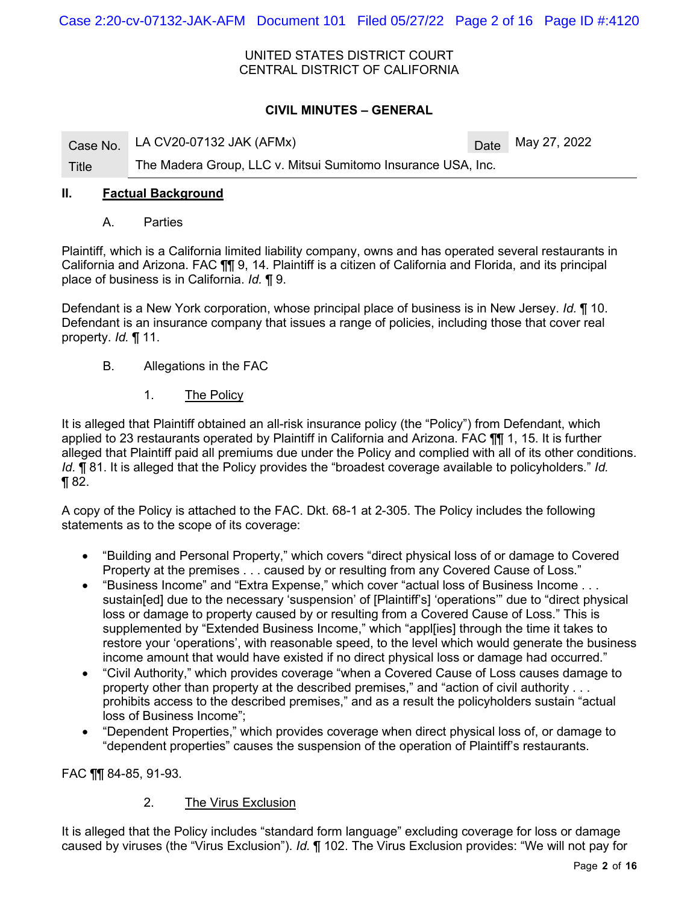UNITED STATES DISTRICT COURT
CENTRAL DISTRICT OF CALIFORNIA

**CIVIL MINUTES – GENERAL**

| Case No. | LA CV20-07132 JAK (AFMx) | Date | May 27, 2022 |
|---|---|---|---|
| Title | The Madera Group, LLC v. Mitsui Sumitomo Insurance USA, Inc. | | |

## II. Factual Background

### A. Parties

Plaintiff, which is a California limited liability company, owns and has operated several restaurants in California and Arizona. FAC ¶¶ 9, 14. Plaintiff is a citizen of California and Florida, and its principal place of business is in California. *Id.* ¶ 9.

Defendant is a New York corporation, whose principal place of business is in New Jersey. *Id.* ¶ 10. Defendant is an insurance company that issues a range of policies, including those that cover real property. *Id.* ¶ 11.

### B. Allegations in the FAC

#### 1. The Policy

It is alleged that Plaintiff obtained an all-risk insurance policy (the "Policy") from Defendant, which applied to 23 restaurants operated by Plaintiff in California and Arizona. FAC ¶¶ 1, 15. It is further alleged that Plaintiff paid all premiums due under the Policy and complied with all of its other conditions. *Id.* ¶ 81. It is alleged that the Policy provides the "broadest coverage available to policyholders." *Id.* ¶ 82.

A copy of the Policy is attached to the FAC. Dkt. 68-1 at 2-305. The Policy includes the following statements as to the scope of its coverage:

- "Building and Personal Property," which covers "direct physical loss of or damage to Covered Property at the premises . . . caused by or resulting from any Covered Cause of Loss."
- "Business Income" and "Extra Expense," which cover "actual loss of Business Income . . . sustain[ed] due to the necessary 'suspension' of [Plaintiff's] 'operations'" due to "direct physical loss or damage to property caused by or resulting from a Covered Cause of Loss." This is supplemented by "Extended Business Income," which "appl[ies] through the time it takes to restore your 'operations', with reasonable speed, to the level which would generate the business income amount that would have existed if no direct physical loss or damage had occurred."
- "Civil Authority," which provides coverage "when a Covered Cause of Loss causes damage to property other than property at the described premises," and "action of civil authority . . . prohibits access to the described premises," and as a result the policyholders sustain "actual loss of Business Income";
- "Dependent Properties," which provides coverage when direct physical loss of, or damage to "dependent properties" causes the suspension of the operation of Plaintiff's restaurants.

FAC ¶¶ 84-85, 91-93.

#### 2. The Virus Exclusion

It is alleged that the Policy includes "standard form language" excluding coverage for loss or damage caused by viruses (the "Virus Exclusion"). *Id.* ¶ 102. The Virus Exclusion provides: "We will not pay for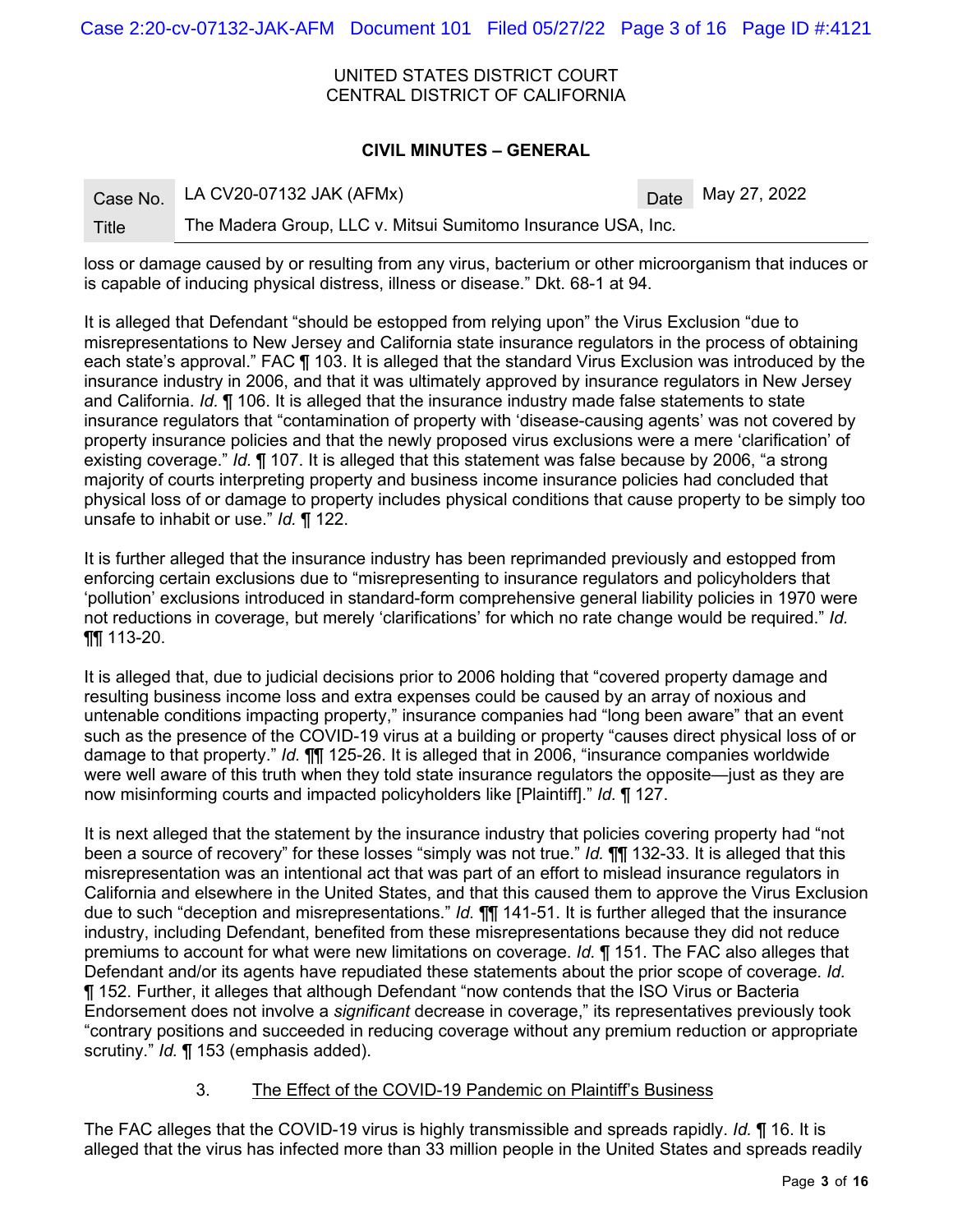loss or damage caused by or resulting from any virus, bacterium or other microorganism that induces or is capable of inducing physical distress, illness or disease." Dkt. 68-1 at 94.

It is alleged that Defendant "should be estopped from relying upon" the Virus Exclusion "due to misrepresentations to New Jersey and California state insurance regulators in the process of obtaining each state's approval." FAC ¶ 103. It is alleged that the standard Virus Exclusion was introduced by the insurance industry in 2006, and that it was ultimately approved by insurance regulators in New Jersey and California. *Id.* ¶ 106. It is alleged that the insurance industry made false statements to state insurance regulators that "contamination of property with 'disease-causing agents' was not covered by property insurance policies and that the newly proposed virus exclusions were a mere 'clarification' of existing coverage." *Id.* ¶ 107. It is alleged that this statement was false because by 2006, "a strong majority of courts interpreting property and business income insurance policies had concluded that physical loss of or damage to property includes physical conditions that cause property to be simply too unsafe to inhabit or use." *Id.* ¶ 122.

It is further alleged that the insurance industry has been reprimanded previously and estopped from enforcing certain exclusions due to "misrepresenting to insurance regulators and policyholders that 'pollution' exclusions introduced in standard-form comprehensive general liability policies in 1970 were not reductions in coverage, but merely 'clarifications' for which no rate change would be required." *Id.* ¶¶ 113-20.

It is alleged that, due to judicial decisions prior to 2006 holding that "covered property damage and resulting business income loss and extra expenses could be caused by an array of noxious and untenable conditions impacting property," insurance companies had "long been aware" that an event such as the presence of the COVID-19 virus at a building or property "causes direct physical loss of or damage to that property." *Id.* ¶¶ 125-26. It is alleged that in 2006, "insurance companies worldwide were well aware of this truth when they told state insurance regulators the opposite—just as they are now misinforming courts and impacted policyholders like [Plaintiff]." *Id.* ¶ 127.

It is next alleged that the statement by the insurance industry that policies covering property had "not been a source of recovery" for these losses "simply was not true." *Id.* ¶¶ 132-33. It is alleged that this misrepresentation was an intentional act that was part of an effort to mislead insurance regulators in California and elsewhere in the United States, and that this caused them to approve the Virus Exclusion due to such "deception and misrepresentations." *Id.* ¶¶ 141-51. It is further alleged that the insurance industry, including Defendant, benefited from these misrepresentations because they did not reduce premiums to account for what were new limitations on coverage. *Id.* ¶ 151. The FAC also alleges that Defendant and/or its agents have repudiated these statements about the prior scope of coverage. *Id.* ¶ 152. Further, it alleges that although Defendant "now contends that the ISO Virus or Bacteria Endorsement does not involve a *significant* decrease in coverage," its representatives previously took "contrary positions and succeeded in reducing coverage without any premium reduction or appropriate scrutiny." *Id.* ¶ 153 (emphasis added).

### 3. The Effect of the COVID-19 Pandemic on Plaintiff's Business

The FAC alleges that the COVID-19 virus is highly transmissible and spreads rapidly. *Id.* ¶ 16. It is alleged that the virus has infected more than 33 million people in the United States and spreads readily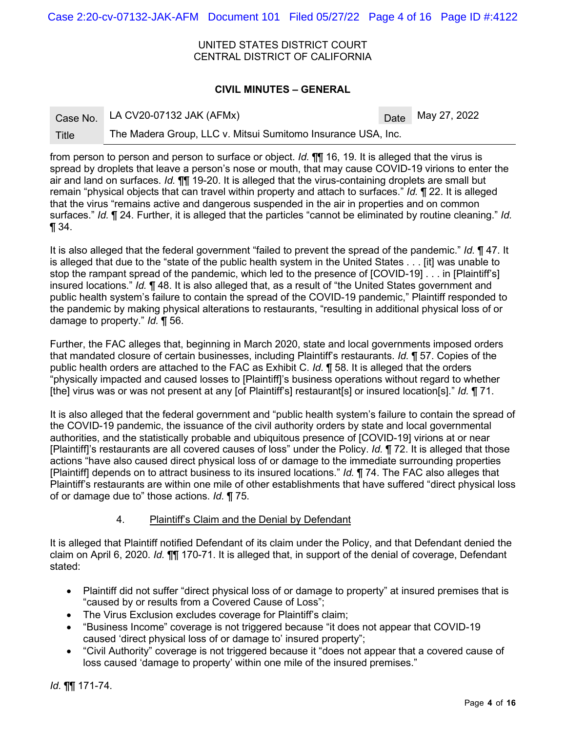from person to person and person to surface or object. *Id.* ¶¶ 16, 19. It is alleged that the virus is spread by droplets that leave a person's nose or mouth, that may cause COVID-19 virions to enter the air and land on surfaces. *Id.* ¶¶ 19-20. It is alleged that the virus-containing droplets are small but remain "physical objects that can travel within property and attach to surfaces." *Id.* ¶ 22. It is alleged that the virus "remains active and dangerous suspended in the air in properties and on common surfaces." *Id.* ¶ 24. Further, it is alleged that the particles "cannot be eliminated by routine cleaning." *Id.* ¶ 34.

It is also alleged that the federal government "failed to prevent the spread of the pandemic." *Id.* ¶ 47. It is alleged that due to the "state of the public health system in the United States . . . [it] was unable to stop the rampant spread of the pandemic, which led to the presence of [COVID-19] . . . in [Plaintiff's] insured locations." *Id.* ¶ 48. It is also alleged that, as a result of "the United States government and public health system's failure to contain the spread of the COVID-19 pandemic," Plaintiff responded to the pandemic by making physical alterations to restaurants, "resulting in additional physical loss of or damage to property." *Id.* ¶ 56.

Further, the FAC alleges that, beginning in March 2020, state and local governments imposed orders that mandated closure of certain businesses, including Plaintiff's restaurants. *Id.* ¶ 57. Copies of the public health orders are attached to the FAC as Exhibit C. *Id.* ¶ 58. It is alleged that the orders "physically impacted and caused losses to [Plaintiff]'s business operations without regard to whether [the] virus was or was not present at any [of Plaintiff's] restaurant[s] or insured location[s]." *Id.* ¶ 71.

It is also alleged that the federal government and "public health system's failure to contain the spread of the COVID-19 pandemic, the issuance of the civil authority orders by state and local governmental authorities, and the statistically probable and ubiquitous presence of [COVID-19] virions at or near [Plaintiff]'s restaurants are all covered causes of loss" under the Policy. *Id.* ¶ 72. It is alleged that those actions "have also caused direct physical loss of or damage to the immediate surrounding properties [Plaintiff] depends on to attract business to its insured locations." *Id.* ¶ 74. The FAC also alleges that Plaintiff's restaurants are within one mile of other establishments that have suffered "direct physical loss of or damage due to" those actions. *Id.* ¶ 75.

4. Plaintiff's Claim and the Denial by Defendant

It is alleged that Plaintiff notified Defendant of its claim under the Policy, and that Defendant denied the claim on April 6, 2020. *Id.* ¶¶ 170-71. It is alleged that, in support of the denial of coverage, Defendant stated:

- Plaintiff did not suffer "direct physical loss of or damage to property" at insured premises that is "caused by or results from a Covered Cause of Loss";
- The Virus Exclusion excludes coverage for Plaintiff's claim;
- "Business Income" coverage is not triggered because "it does not appear that COVID-19 caused 'direct physical loss of or damage to' insured property";
- "Civil Authority" coverage is not triggered because it "does not appear that a covered cause of loss caused 'damage to property' within one mile of the insured premises."

*Id.* ¶¶ 171-74.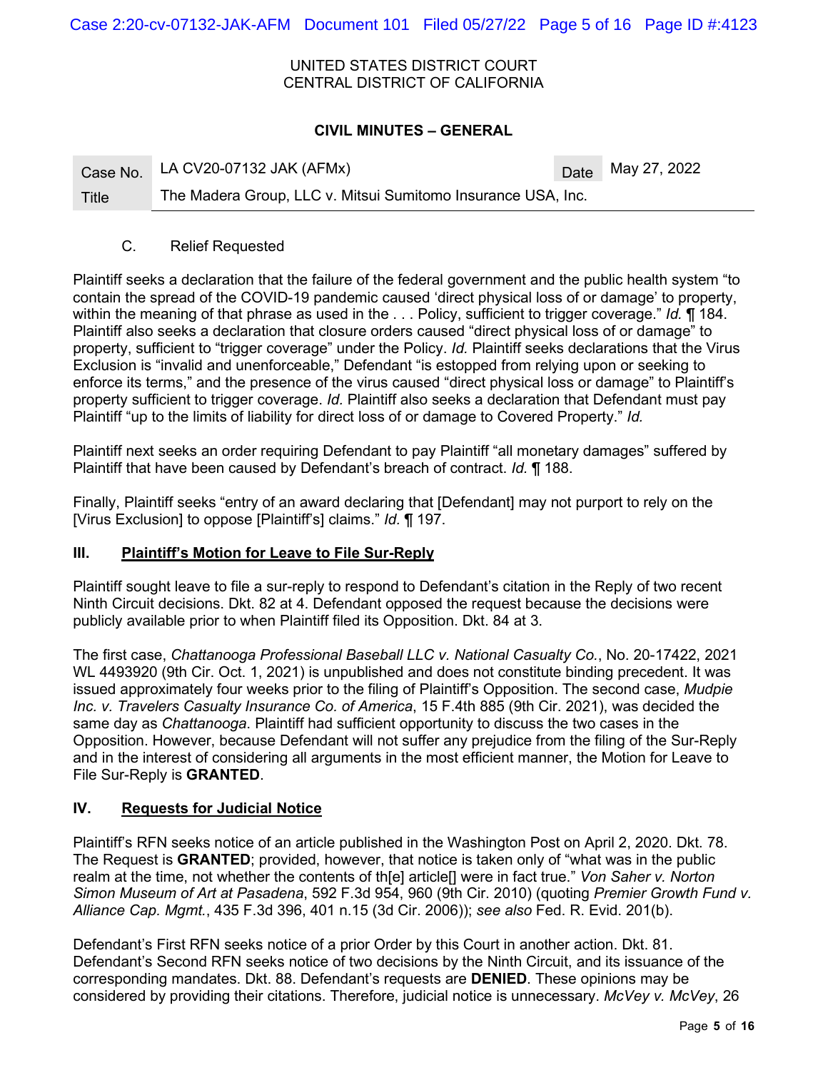UNITED STATES DISTRICT COURT
CENTRAL DISTRICT OF CALIFORNIA

**CIVIL MINUTES – GENERAL**

| Case No. | LA CV20-07132 JAK (AFMx) | Date | May 27, 2022 |
|---|---|---|---|
| Title | The Madera Group, LLC v. Mitsui Sumitomo Insurance USA, Inc. | | |

C. Relief Requested

Plaintiff seeks a declaration that the failure of the federal government and the public health system "to contain the spread of the COVID-19 pandemic caused 'direct physical loss of or damage' to property, within the meaning of that phrase as used in the . . . Policy, sufficient to trigger coverage." *Id.* ¶ 184. Plaintiff also seeks a declaration that closure orders caused "direct physical loss of or damage" to property, sufficient to "trigger coverage" under the Policy. *Id.* Plaintiff seeks declarations that the Virus Exclusion is "invalid and unenforceable," Defendant "is estopped from relying upon or seeking to enforce its terms," and the presence of the virus caused "direct physical loss or damage" to Plaintiff's property sufficient to trigger coverage. *Id.* Plaintiff also seeks a declaration that Defendant must pay Plaintiff "up to the limits of liability for direct loss of or damage to Covered Property." *Id.*

Plaintiff next seeks an order requiring Defendant to pay Plaintiff "all monetary damages" suffered by Plaintiff that have been caused by Defendant's breach of contract. *Id.* ¶ 188.

Finally, Plaintiff seeks "entry of an award declaring that [Defendant] may not purport to rely on the [Virus Exclusion] to oppose [Plaintiff's] claims." *Id.* ¶ 197.

## III. Plaintiff's Motion for Leave to File Sur-Reply

Plaintiff sought leave to file a sur-reply to respond to Defendant's citation in the Reply of two recent Ninth Circuit decisions. Dkt. 82 at 4. Defendant opposed the request because the decisions were publicly available prior to when Plaintiff filed its Opposition. Dkt. 84 at 3.

The first case, *Chattanooga Professional Baseball LLC v. National Casualty Co.*, No. 20-17422, 2021 WL 4493920 (9th Cir. Oct. 1, 2021) is unpublished and does not constitute binding precedent. It was issued approximately four weeks prior to the filing of Plaintiff's Opposition. The second case, *Mudpie Inc. v. Travelers Casualty Insurance Co. of America*, 15 F.4th 885 (9th Cir. 2021), was decided the same day as *Chattanooga*. Plaintiff had sufficient opportunity to discuss the two cases in the Opposition. However, because Defendant will not suffer any prejudice from the filing of the Sur-Reply and in the interest of considering all arguments in the most efficient manner, the Motion for Leave to File Sur-Reply is **GRANTED**.

## IV. Requests for Judicial Notice

Plaintiff's RFN seeks notice of an article published in the Washington Post on April 2, 2020. Dkt. 78. The Request is **GRANTED**; provided, however, that notice is taken only of "what was in the public realm at the time, not whether the contents of th[e] article[] were in fact true." *Von Saher v. Norton Simon Museum of Art at Pasadena*, 592 F.3d 954, 960 (9th Cir. 2010) (quoting *Premier Growth Fund v. Alliance Cap. Mgmt.*, 435 F.3d 396, 401 n.15 (3d Cir. 2006)); *see also* Fed. R. Evid. 201(b).

Defendant's First RFN seeks notice of a prior Order by this Court in another action. Dkt. 81. Defendant's Second RFN seeks notice of two decisions by the Ninth Circuit, and its issuance of the corresponding mandates. Dkt. 88. Defendant's requests are **DENIED**. These opinions may be considered by providing their citations. Therefore, judicial notice is unnecessary. *McVey v. McVey*, 26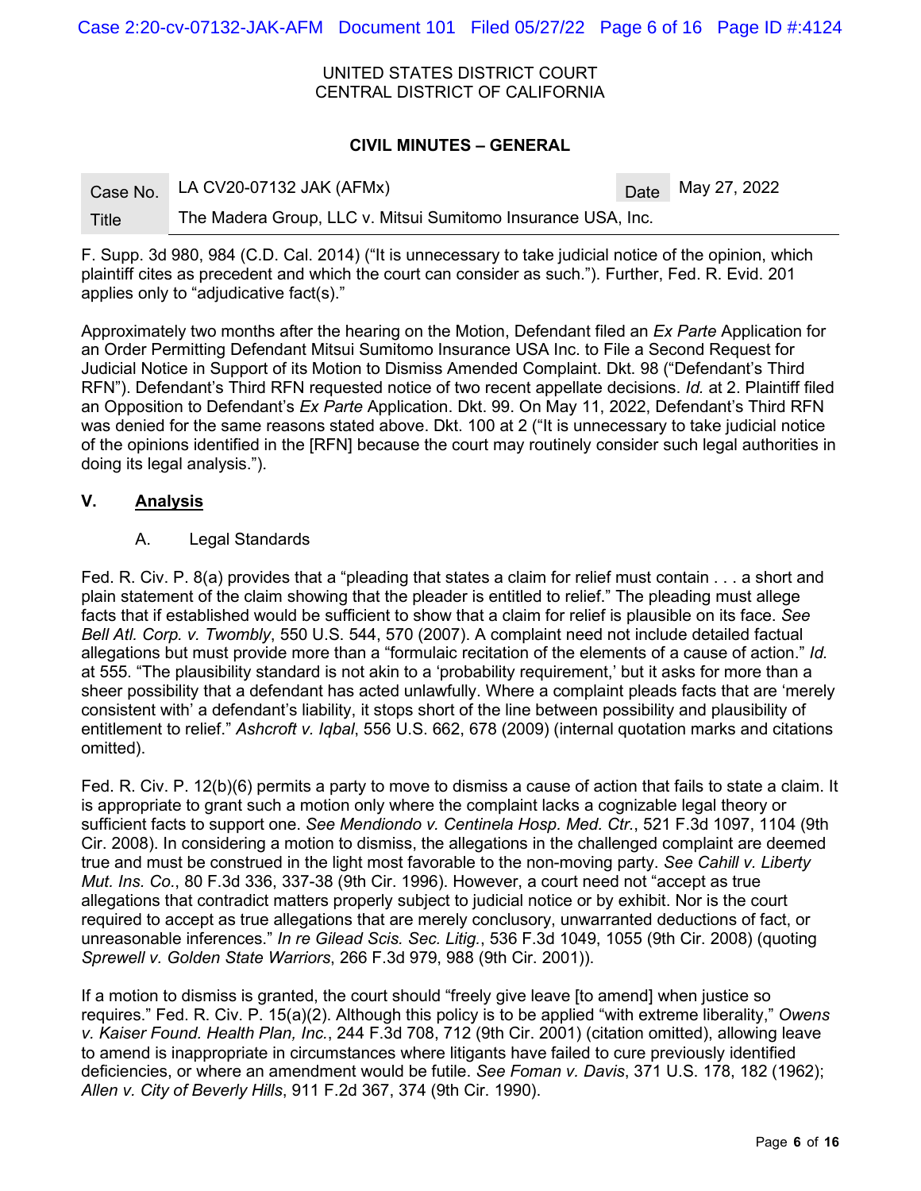F. Supp. 3d 980, 984 (C.D. Cal. 2014) ("It is unnecessary to take judicial notice of the opinion, which plaintiff cites as precedent and which the court can consider as such."). Further, Fed. R. Evid. 201 applies only to "adjudicative fact(s)."

Approximately two months after the hearing on the Motion, Defendant filed an *Ex Parte* Application for an Order Permitting Defendant Mitsui Sumitomo Insurance USA Inc. to File a Second Request for Judicial Notice in Support of its Motion to Dismiss Amended Complaint. Dkt. 98 ("Defendant's Third RFN"). Defendant's Third RFN requested notice of two recent appellate decisions. *Id.* at 2. Plaintiff filed an Opposition to Defendant's *Ex Parte* Application. Dkt. 99. On May 11, 2022, Defendant's Third RFN was denied for the same reasons stated above. Dkt. 100 at 2 ("It is unnecessary to take judicial notice of the opinions identified in the [RFN] because the court may routinely consider such legal authorities in doing its legal analysis.").

## V. Analysis

### A. Legal Standards

Fed. R. Civ. P. 8(a) provides that a "pleading that states a claim for relief must contain . . . a short and plain statement of the claim showing that the pleader is entitled to relief." The pleading must allege facts that if established would be sufficient to show that a claim for relief is plausible on its face. *See Bell Atl. Corp. v. Twombly*, 550 U.S. 544, 570 (2007). A complaint need not include detailed factual allegations but must provide more than a "formulaic recitation of the elements of a cause of action." *Id.* at 555. "The plausibility standard is not akin to a 'probability requirement,' but it asks for more than a sheer possibility that a defendant has acted unlawfully. Where a complaint pleads facts that are 'merely consistent with' a defendant's liability, it stops short of the line between possibility and plausibility of entitlement to relief." *Ashcroft v. Iqbal*, 556 U.S. 662, 678 (2009) (internal quotation marks and citations omitted).

Fed. R. Civ. P. 12(b)(6) permits a party to move to dismiss a cause of action that fails to state a claim. It is appropriate to grant such a motion only where the complaint lacks a cognizable legal theory or sufficient facts to support one. *See Mendiondo v. Centinela Hosp. Med. Ctr.*, 521 F.3d 1097, 1104 (9th Cir. 2008). In considering a motion to dismiss, the allegations in the challenged complaint are deemed true and must be construed in the light most favorable to the non-moving party. *See Cahill v. Liberty Mut. Ins. Co.*, 80 F.3d 336, 337-38 (9th Cir. 1996). However, a court need not "accept as true allegations that contradict matters properly subject to judicial notice or by exhibit. Nor is the court required to accept as true allegations that are merely conclusory, unwarranted deductions of fact, or unreasonable inferences." *In re Gilead Scis. Sec. Litig.*, 536 F.3d 1049, 1055 (9th Cir. 2008) (quoting *Sprewell v. Golden State Warriors*, 266 F.3d 979, 988 (9th Cir. 2001)).

If a motion to dismiss is granted, the court should "freely give leave [to amend] when justice so requires." Fed. R. Civ. P. 15(a)(2). Although this policy is to be applied "with extreme liberality," *Owens v. Kaiser Found. Health Plan, Inc.*, 244 F.3d 708, 712 (9th Cir. 2001) (citation omitted), allowing leave to amend is inappropriate in circumstances where litigants have failed to cure previously identified deficiencies, or where an amendment would be futile. *See Foman v. Davis*, 371 U.S. 178, 182 (1962); *Allen v. City of Beverly Hills*, 911 F.2d 367, 374 (9th Cir. 1990).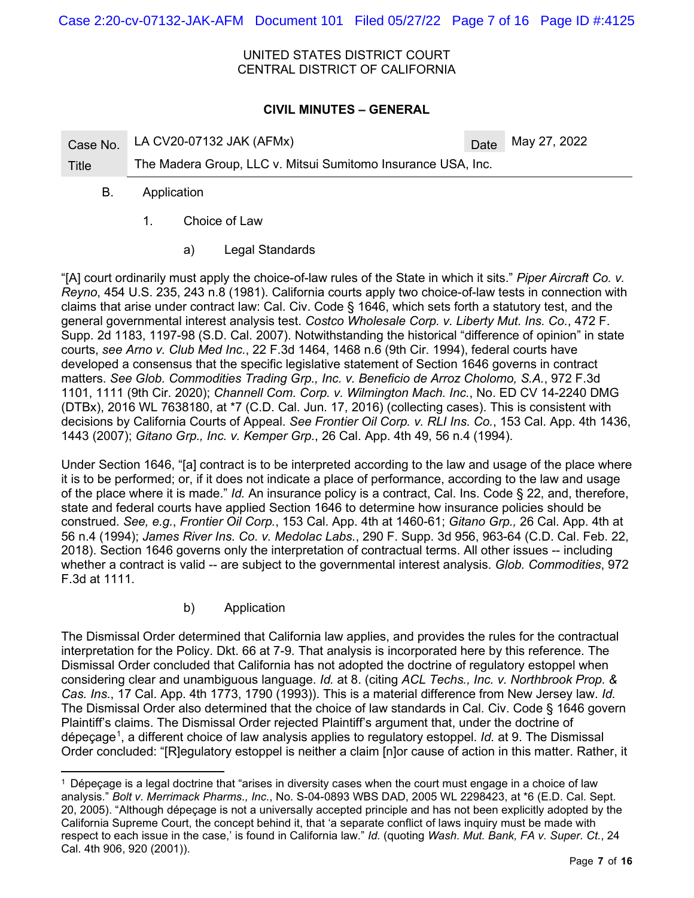B. Application

1. Choice of Law

a) Legal Standards

"[A] court ordinarily must apply the choice-of-law rules of the State in which it sits." *Piper Aircraft Co. v. Reyno*, 454 U.S. 235, 243 n.8 (1981). California courts apply two choice-of-law tests in connection with claims that arise under contract law: Cal. Civ. Code § 1646, which sets forth a statutory test, and the general governmental interest analysis test. *Costco Wholesale Corp. v. Liberty Mut. Ins. Co.*, 472 F. Supp. 2d 1183, 1197-98 (S.D. Cal. 2007). Notwithstanding the historical "difference of opinion" in state courts, *see Arno v. Club Med Inc.*, 22 F.3d 1464, 1468 n.6 (9th Cir. 1994), federal courts have developed a consensus that the specific legislative statement of Section 1646 governs in contract matters. *See Glob. Commodities Trading Grp., Inc. v. Beneficio de Arroz Cholomo, S.A.*, 972 F.3d 1101, 1111 (9th Cir. 2020); *Channell Com. Corp. v. Wilmington Mach. Inc.*, No. ED CV 14-2240 DMG (DTBx), 2016 WL 7638180, at *7 (C.D. Cal. Jun. 17, 2016) (collecting cases). This is consistent with decisions by California Courts of Appeal. *See Frontier Oil Corp. v. RLI Ins. Co.*, 153 Cal. App. 4th 1436, 1443 (2007); *Gitano Grp., Inc. v. Kemper Grp.*, 26 Cal. App. 4th 49, 56 n.4 (1994).

Under Section 1646, "[a] contract is to be interpreted according to the law and usage of the place where it is to be performed; or, if it does not indicate a place of performance, according to the law and usage of the place where it is made." *Id.* An insurance policy is a contract, Cal. Ins. Code § 22, and, therefore, state and federal courts have applied Section 1646 to determine how insurance policies should be construed. *See, e.g.*, *Frontier Oil Corp.*, 153 Cal. App. 4th at 1460-61; *Gitano Grp.,* 26 Cal. App. 4th at 56 n.4 (1994); *James River Ins. Co. v. Medolac Labs.*, 290 F. Supp. 3d 956, 963-64 (C.D. Cal. Feb. 22, 2018). Section 1646 governs only the interpretation of contractual terms. All other issues -- including whether a contract is valid -- are subject to the governmental interest analysis. *Glob. Commodities*, 972 F.3d at 1111.

b) Application

The Dismissal Order determined that California law applies, and provides the rules for the contractual interpretation for the Policy. Dkt. 66 at 7-9. That analysis is incorporated here by this reference. The Dismissal Order concluded that California has not adopted the doctrine of regulatory estoppel when considering clear and unambiguous language. *Id.* at 8. (citing *ACL Techs., Inc. v. Northbrook Prop. & Cas. Ins.*, 17 Cal. App. 4th 1773, 1790 (1993)). This is a material difference from New Jersey law. *Id.* The Dismissal Order also determined that the choice of law standards in Cal. Civ. Code § 1646 govern Plaintiff's claims. The Dismissal Order rejected Plaintiff's argument that, under the doctrine of dépeçage[1], a different choice of law analysis applies to regulatory estoppel. *Id.* at 9. The Dismissal Order concluded: "[R]egulatory estoppel is neither a claim [n]or cause of action in this matter. Rather, it

---

[1] Dépeçage is a legal doctrine that "arises in diversity cases when the court must engage in a choice of law analysis." *Bolt v. Merrimack Pharms., Inc.*, No. S-04-0893 WBS DAD, 2005 WL 2298423, at *6 (E.D. Cal. Sept. 20, 2005). "Although dépeçage is not a universally accepted principle and has not been explicitly adopted by the California Supreme Court, the concept behind it, that 'a separate conflict of laws inquiry must be made with respect to each issue in the case,' is found in California law." *Id.* (quoting *Wash. Mut. Bank, FA v. Super. Ct.*, 24 Cal. 4th 906, 920 (2001)).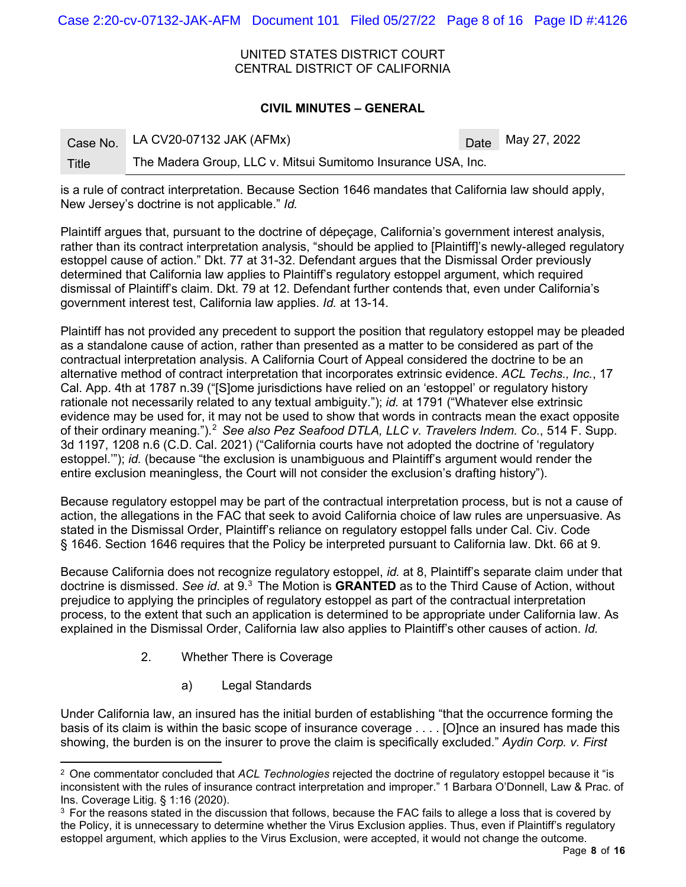is a rule of contract interpretation. Because Section 1646 mandates that California law should apply, New Jersey's doctrine is not applicable." *Id.*

Plaintiff argues that, pursuant to the doctrine of dépeçage, California's government interest analysis, rather than its contract interpretation analysis, "should be applied to [Plaintiff]'s newly-alleged regulatory estoppel cause of action." Dkt. 77 at 31-32. Defendant argues that the Dismissal Order previously determined that California law applies to Plaintiff's regulatory estoppel argument, which required dismissal of Plaintiff's claim. Dkt. 79 at 12. Defendant further contends that, even under California's government interest test, California law applies. *Id.* at 13-14.

Plaintiff has not provided any precedent to support the position that regulatory estoppel may be pleaded as a standalone cause of action, rather than presented as a matter to be considered as part of the contractual interpretation analysis. A California Court of Appeal considered the doctrine to be an alternative method of contract interpretation that incorporates extrinsic evidence. *ACL Techs., Inc.*, 17 Cal. App. 4th at 1787 n.39 ("[S]ome jurisdictions have relied on an 'estoppel' or regulatory history rationale not necessarily related to any textual ambiguity."); *id.* at 1791 ("Whatever else extrinsic evidence may be used for, it may not be used to show that words in contracts mean the exact opposite of their ordinary meaning.").[2] *See also Pez Seafood DTLA, LLC v. Travelers Indem. Co.*, 514 F. Supp. 3d 1197, 1208 n.6 (C.D. Cal. 2021) ("California courts have not adopted the doctrine of 'regulatory estoppel.'"); *id.* (because "the exclusion is unambiguous and Plaintiff's argument would render the entire exclusion meaningless, the Court will not consider the exclusion's drafting history").

Because regulatory estoppel may be part of the contractual interpretation process, but is not a cause of action, the allegations in the FAC that seek to avoid California choice of law rules are unpersuasive. As stated in the Dismissal Order, Plaintiff's reliance on regulatory estoppel falls under Cal. Civ. Code § 1646. Section 1646 requires that the Policy be interpreted pursuant to California law. Dkt. 66 at 9.

Because California does not recognize regulatory estoppel, *id.* at 8, Plaintiff's separate claim under that doctrine is dismissed. *See id.* at 9.[3] The Motion is **GRANTED** as to the Third Cause of Action, without prejudice to applying the principles of regulatory estoppel as part of the contractual interpretation process, to the extent that such an application is determined to be appropriate under California law. As explained in the Dismissal Order, California law also applies to Plaintiff's other causes of action. *Id.*

2. Whether There is Coverage

a) Legal Standards

Under California law, an insured has the initial burden of establishing "that the occurrence forming the basis of its claim is within the basic scope of insurance coverage . . . . [O]nce an insured has made this showing, the burden is on the insurer to prove the claim is specifically excluded." *Aydin Corp. v. First*

---

[2] One commentator concluded that *ACL Technologies* rejected the doctrine of regulatory estoppel because it "is inconsistent with the rules of insurance contract interpretation and improper." 1 Barbara O'Donnell, Law & Prac. of Ins. Coverage Litig. § 1:16 (2020).

[3] For the reasons stated in the discussion that follows, because the FAC fails to allege a loss that is covered by the Policy, it is unnecessary to determine whether the Virus Exclusion applies. Thus, even if Plaintiff's regulatory estoppel argument, which applies to the Virus Exclusion, were accepted, it would not change the outcome.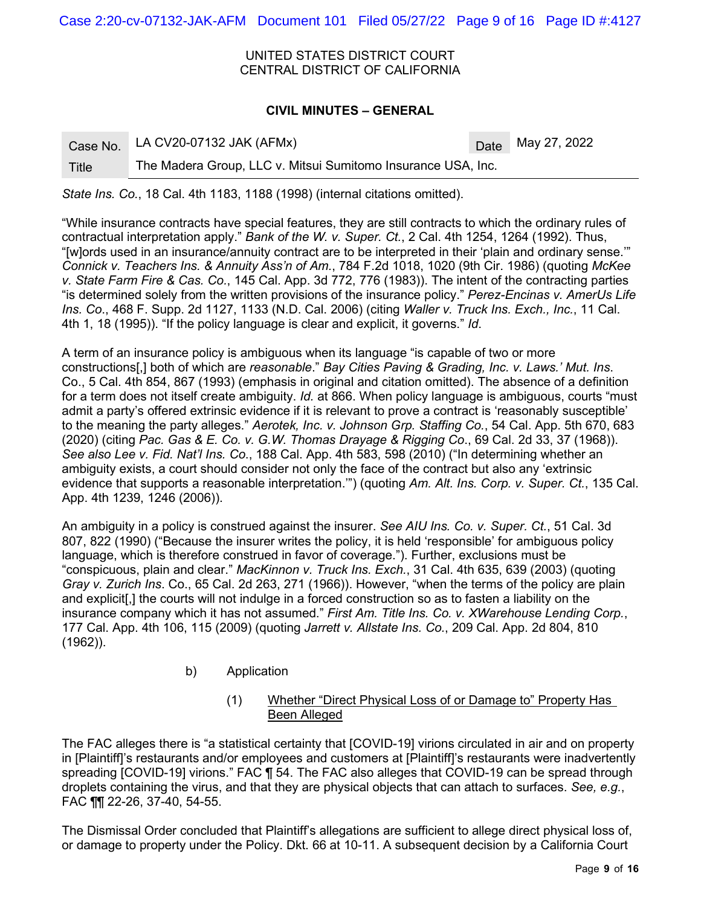*State Ins. Co.*, 18 Cal. 4th 1183, 1188 (1998) (internal citations omitted).

"While insurance contracts have special features, they are still contracts to which the ordinary rules of contractual interpretation apply." *Bank of the W. v. Super. Ct.*, 2 Cal. 4th 1254, 1264 (1992). Thus, "[w]ords used in an insurance/annuity contract are to be interpreted in their 'plain and ordinary sense.'" *Connick v. Teachers Ins. & Annuity Ass'n of Am.*, 784 F.2d 1018, 1020 (9th Cir. 1986) (quoting *McKee v. State Farm Fire & Cas. Co.*, 145 Cal. App. 3d 772, 776 (1983)). The intent of the contracting parties "is determined solely from the written provisions of the insurance policy." *Perez-Encinas v. AmerUs Life Ins. Co.*, 468 F. Supp. 2d 1127, 1133 (N.D. Cal. 2006) (citing *Waller v. Truck Ins. Exch., Inc.*, 11 Cal. 4th 1, 18 (1995)). "If the policy language is clear and explicit, it governs." *Id*.

A term of an insurance policy is ambiguous when its language "is capable of two or more constructions[,] both of which are *reasonable*." *Bay Cities Paving & Grading, Inc. v. Laws.' Mut. Ins*. Co., 5 Cal. 4th 854, 867 (1993) (emphasis in original and citation omitted). The absence of a definition for a term does not itself create ambiguity. *Id.* at 866. When policy language is ambiguous, courts "must admit a party's offered extrinsic evidence if it is relevant to prove a contract is 'reasonably susceptible' to the meaning the party alleges." *Aerotek, Inc. v. Johnson Grp. Staffing Co.*, 54 Cal. App. 5th 670, 683 (2020) (citing *Pac. Gas & E. Co. v. G.W. Thomas Drayage & Rigging Co*., 69 Cal. 2d 33, 37 (1968)). *See also Lee v. Fid. Nat'l Ins. Co.*, 188 Cal. App. 4th 583, 598 (2010) ("In determining whether an ambiguity exists, a court should consider not only the face of the contract but also any 'extrinsic evidence that supports a reasonable interpretation.'") (quoting *Am. Alt. Ins. Corp. v. Super. Ct.*, 135 Cal. App. 4th 1239, 1246 (2006)).

An ambiguity in a policy is construed against the insurer. *See AIU Ins. Co. v. Super. Ct.*, 51 Cal. 3d 807, 822 (1990) ("Because the insurer writes the policy, it is held 'responsible' for ambiguous policy language, which is therefore construed in favor of coverage."). Further, exclusions must be "conspicuous, plain and clear." *MacKinnon v. Truck Ins. Exch.*, 31 Cal. 4th 635, 639 (2003) (quoting *Gray v. Zurich Ins*. Co., 65 Cal. 2d 263, 271 (1966)). However, "when the terms of the policy are plain and explicit[,] the courts will not indulge in a forced construction so as to fasten a liability on the insurance company which it has not assumed." *First Am. Title Ins. Co. v. XWarehouse Lending Corp.*, 177 Cal. App. 4th 106, 115 (2009) (quoting *Jarrett v. Allstate Ins. Co.*, 209 Cal. App. 2d 804, 810 (1962)).

b) Application

(1) Whether "Direct Physical Loss of or Damage to" Property Has Been Alleged

The FAC alleges there is "a statistical certainty that [COVID-19] virions circulated in air and on property in [Plaintiff]'s restaurants and/or employees and customers at [Plaintiff]'s restaurants were inadvertently spreading [COVID-19] virions." FAC ¶ 54. The FAC also alleges that COVID-19 can be spread through droplets containing the virus, and that they are physical objects that can attach to surfaces. *See, e.g.*, FAC ¶¶ 22-26, 37-40, 54-55.

The Dismissal Order concluded that Plaintiff's allegations are sufficient to allege direct physical loss of, or damage to property under the Policy. Dkt. 66 at 10-11. A subsequent decision by a California Court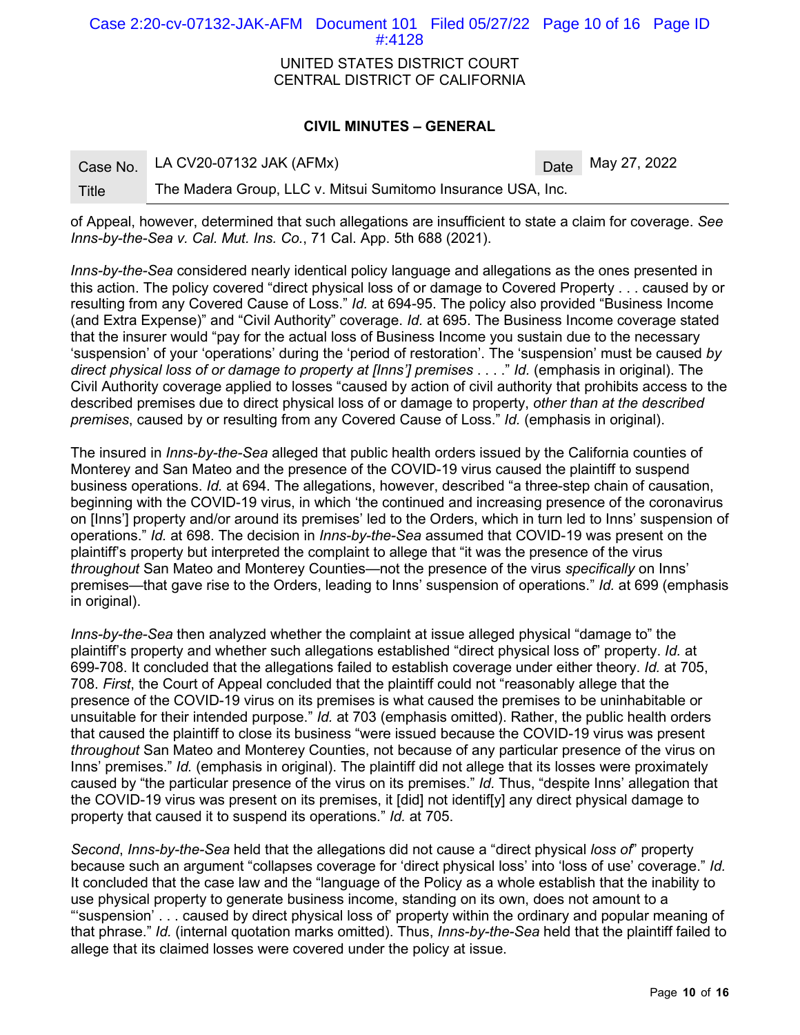of Appeal, however, determined that such allegations are insufficient to state a claim for coverage. *See Inns-by-the-Sea v. Cal. Mut. Ins. Co.*, 71 Cal. App. 5th 688 (2021).

*Inns-by-the-Sea* considered nearly identical policy language and allegations as the ones presented in this action. The policy covered "direct physical loss of or damage to Covered Property . . . caused by or resulting from any Covered Cause of Loss." *Id.* at 694-95. The policy also provided "Business Income (and Extra Expense)" and "Civil Authority" coverage. *Id.* at 695. The Business Income coverage stated that the insurer would "pay for the actual loss of Business Income you sustain due to the necessary 'suspension' of your 'operations' during the 'period of restoration'. The 'suspension' must be caused *by direct physical loss of or damage to property at [Inns'] premises* . . . ." *Id.* (emphasis in original). The Civil Authority coverage applied to losses "caused by action of civil authority that prohibits access to the described premises due to direct physical loss of or damage to property, *other than at the described premises*, caused by or resulting from any Covered Cause of Loss." *Id.* (emphasis in original).

The insured in *Inns-by-the-Sea* alleged that public health orders issued by the California counties of Monterey and San Mateo and the presence of the COVID-19 virus caused the plaintiff to suspend business operations. *Id.* at 694. The allegations, however, described "a three-step chain of causation, beginning with the COVID-19 virus, in which 'the continued and increasing presence of the coronavirus on [Inns'] property and/or around its premises' led to the Orders, which in turn led to Inns' suspension of operations." *Id.* at 698. The decision in *Inns-by-the-Sea* assumed that COVID-19 was present on the plaintiff's property but interpreted the complaint to allege that "it was the presence of the virus *throughout* San Mateo and Monterey Counties—not the presence of the virus *specifically* on Inns' premises—that gave rise to the Orders, leading to Inns' suspension of operations." *Id.* at 699 (emphasis in original).

*Inns-by-the-Sea* then analyzed whether the complaint at issue alleged physical "damage to" the plaintiff's property and whether such allegations established "direct physical loss of" property. *Id.* at 699-708. It concluded that the allegations failed to establish coverage under either theory. *Id.* at 705, 708. *First*, the Court of Appeal concluded that the plaintiff could not "reasonably allege that the presence of the COVID-19 virus on its premises is what caused the premises to be uninhabitable or unsuitable for their intended purpose." *Id.* at 703 (emphasis omitted). Rather, the public health orders that caused the plaintiff to close its business "were issued because the COVID-19 virus was present *throughout* San Mateo and Monterey Counties, not because of any particular presence of the virus on Inns' premises." *Id.* (emphasis in original). The plaintiff did not allege that its losses were proximately caused by "the particular presence of the virus on its premises." *Id.* Thus, "despite Inns' allegation that the COVID-19 virus was present on its premises, it [did] not identif[y] any direct physical damage to property that caused it to suspend its operations." *Id.* at 705.

*Second*, *Inns-by-the-Sea* held that the allegations did not cause a "direct physical *loss of*" property because such an argument "collapses coverage for 'direct physical loss' into 'loss of use' coverage." *Id.* It concluded that the case law and the "language of the Policy as a whole establish that the inability to use physical property to generate business income, standing on its own, does not amount to a "'suspension' . . . caused by direct physical loss of' property within the ordinary and popular meaning of that phrase." *Id.* (internal quotation marks omitted). Thus, *Inns-by-the-Sea* held that the plaintiff failed to allege that its claimed losses were covered under the policy at issue.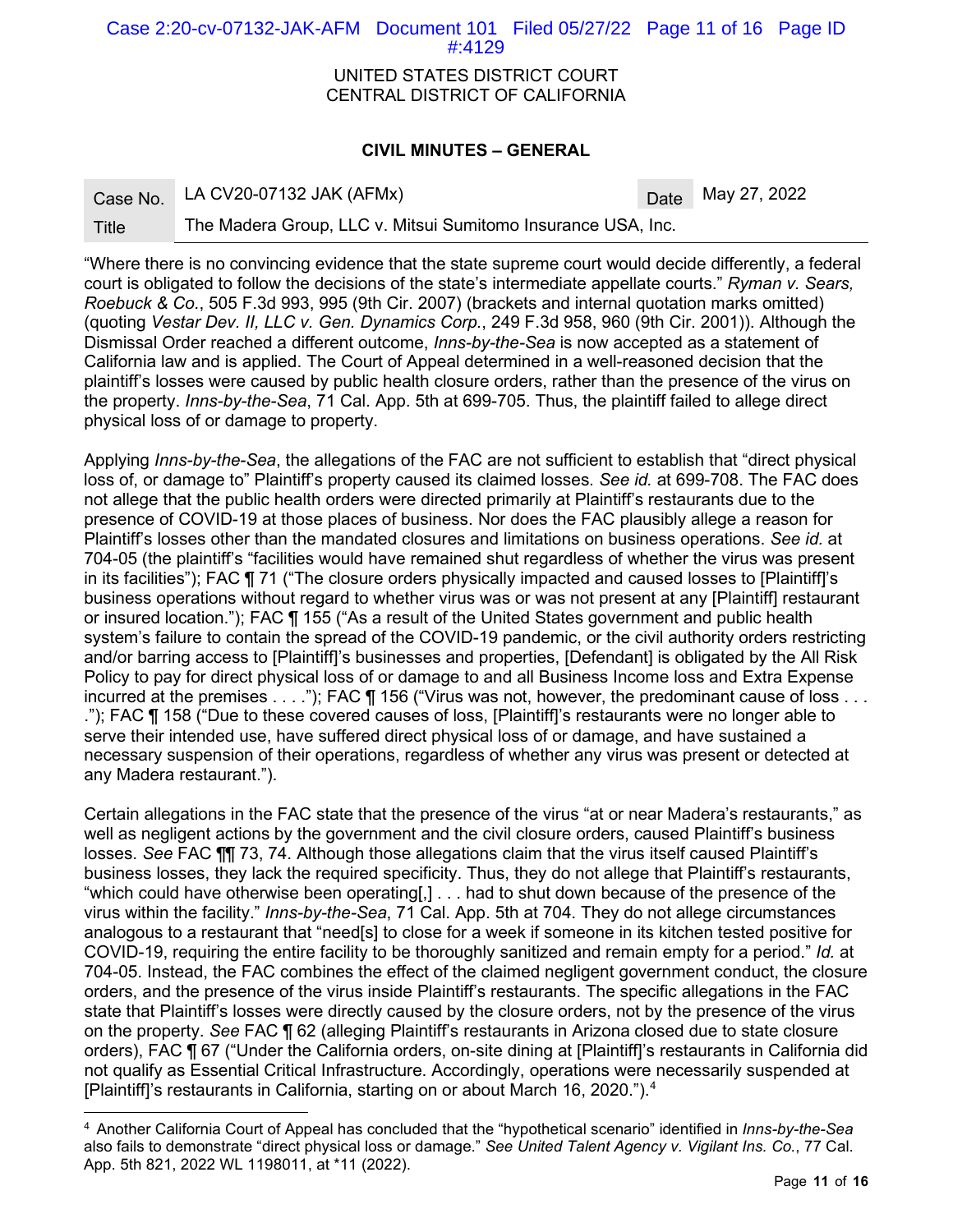"Where there is no convincing evidence that the state supreme court would decide differently, a federal court is obligated to follow the decisions of the state's intermediate appellate courts." *Ryman v. Sears, Roebuck & Co.*, 505 F.3d 993, 995 (9th Cir. 2007) (brackets and internal quotation marks omitted) (quoting *Vestar Dev. II, LLC v. Gen. Dynamics Corp.*, 249 F.3d 958, 960 (9th Cir. 2001)). Although the Dismissal Order reached a different outcome, *Inns-by-the-Sea* is now accepted as a statement of California law and is applied. The Court of Appeal determined in a well-reasoned decision that the plaintiff's losses were caused by public health closure orders, rather than the presence of the virus on the property. *Inns-by-the-Sea*, 71 Cal. App. 5th at 699-705. Thus, the plaintiff failed to allege direct physical loss of or damage to property.

Applying *Inns-by-the-Sea*, the allegations of the FAC are not sufficient to establish that "direct physical loss of, or damage to" Plaintiff's property caused its claimed losses. *See id.* at 699-708. The FAC does not allege that the public health orders were directed primarily at Plaintiff's restaurants due to the presence of COVID-19 at those places of business. Nor does the FAC plausibly allege a reason for Plaintiff's losses other than the mandated closures and limitations on business operations. *See id.* at 704-05 (the plaintiff's "facilities would have remained shut regardless of whether the virus was present in its facilities"); FAC ¶ 71 ("The closure orders physically impacted and caused losses to [Plaintiff]'s business operations without regard to whether virus was or was not present at any [Plaintiff] restaurant or insured location."); FAC ¶ 155 ("As a result of the United States government and public health system's failure to contain the spread of the COVID-19 pandemic, or the civil authority orders restricting and/or barring access to [Plaintiff]'s businesses and properties, [Defendant] is obligated by the All Risk Policy to pay for direct physical loss of or damage to and all Business Income loss and Extra Expense incurred at the premises . . . ."); FAC ¶ 156 ("Virus was not, however, the predominant cause of loss . . . ."); FAC ¶ 158 ("Due to these covered causes of loss, [Plaintiff]'s restaurants were no longer able to serve their intended use, have suffered direct physical loss of or damage, and have sustained a necessary suspension of their operations, regardless of whether any virus was present or detected at any Madera restaurant.").

Certain allegations in the FAC state that the presence of the virus "at or near Madera's restaurants," as well as negligent actions by the government and the civil closure orders, caused Plaintiff's business losses. *See* FAC ¶¶ 73, 74. Although those allegations claim that the virus itself caused Plaintiff's business losses, they lack the required specificity. Thus, they do not allege that Plaintiff's restaurants, "which could have otherwise been operating[,] . . . had to shut down because of the presence of the virus within the facility." *Inns-by-the-Sea*, 71 Cal. App. 5th at 704. They do not allege circumstances analogous to a restaurant that "need[s] to close for a week if someone in its kitchen tested positive for COVID-19, requiring the entire facility to be thoroughly sanitized and remain empty for a period." *Id.* at 704-05. Instead, the FAC combines the effect of the claimed negligent government conduct, the closure orders, and the presence of the virus inside Plaintiff's restaurants. The specific allegations in the FAC state that Plaintiff's losses were directly caused by the closure orders, not by the presence of the virus on the property. *See* FAC ¶ 62 (alleging Plaintiff's restaurants in Arizona closed due to state closure orders), FAC ¶ 67 ("Under the California orders, on-site dining at [Plaintiff]'s restaurants in California did not qualify as Essential Critical Infrastructure. Accordingly, operations were necessarily suspended at [Plaintiff]'s restaurants in California, starting on or about March 16, 2020.").[4]

---

[4] Another California Court of Appeal has concluded that the "hypothetical scenario" identified in *Inns-by-the-Sea* also fails to demonstrate "direct physical loss or damage." *See United Talent Agency v. Vigilant Ins. Co.*, 77 Cal. App. 5th 821, 2022 WL 1198011, at *11 (2022).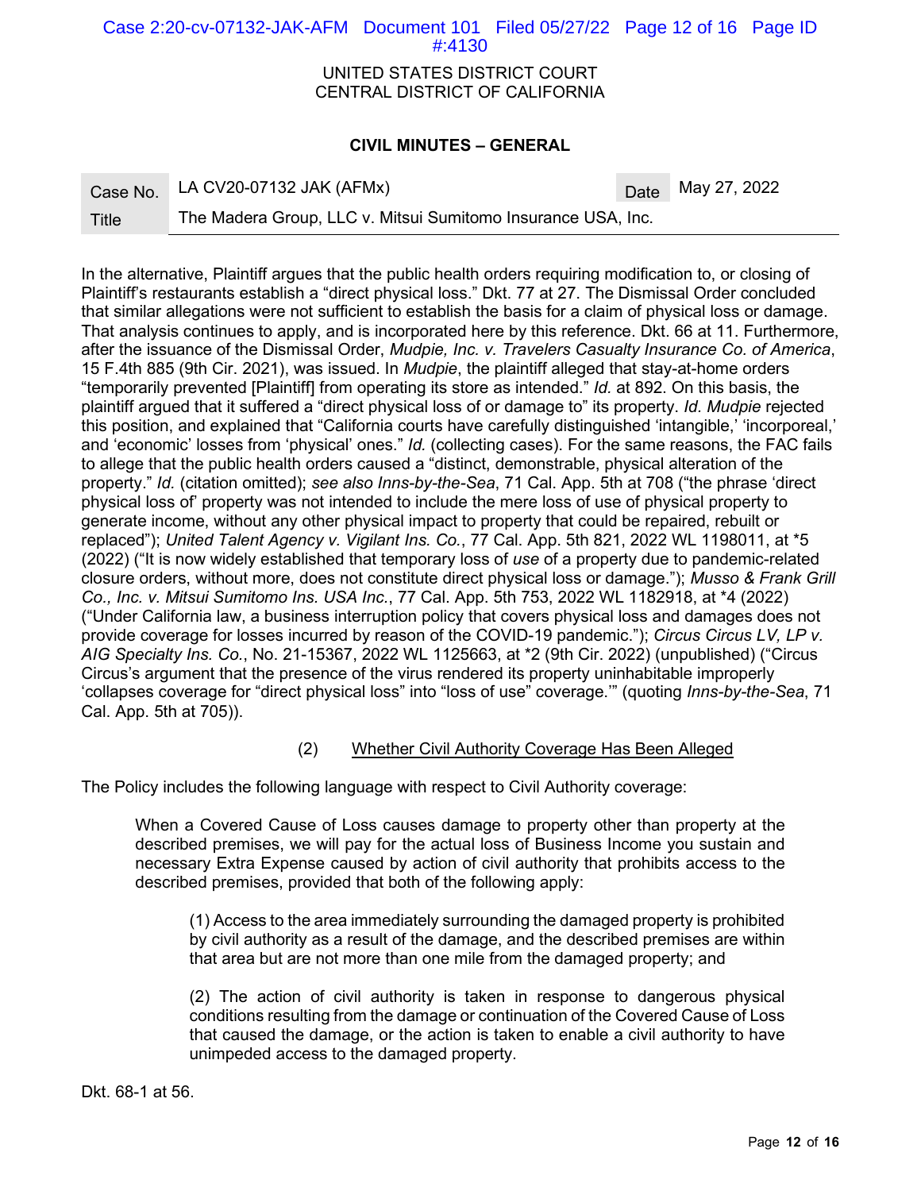In the alternative, Plaintiff argues that the public health orders requiring modification to, or closing of Plaintiff's restaurants establish a "direct physical loss." Dkt. 77 at 27. The Dismissal Order concluded that similar allegations were not sufficient to establish the basis for a claim of physical loss or damage. That analysis continues to apply, and is incorporated here by this reference. Dkt. 66 at 11. Furthermore, after the issuance of the Dismissal Order, *Mudpie, Inc. v. Travelers Casualty Insurance Co. of America*, 15 F.4th 885 (9th Cir. 2021), was issued. In *Mudpie*, the plaintiff alleged that stay-at-home orders "temporarily prevented [Plaintiff] from operating its store as intended." *Id.* at 892. On this basis, the plaintiff argued that it suffered a "direct physical loss of or damage to" its property. *Id. Mudpie* rejected this position, and explained that "California courts have carefully distinguished 'intangible,' 'incorporeal,' and 'economic' losses from 'physical' ones." *Id.* (collecting cases). For the same reasons, the FAC fails to allege that the public health orders caused a "distinct, demonstrable, physical alteration of the property." *Id.* (citation omitted); *see also Inns-by-the-Sea*, 71 Cal. App. 5th at 708 ("the phrase 'direct physical loss of' property was not intended to include the mere loss of use of physical property to generate income, without any other physical impact to property that could be repaired, rebuilt or replaced"); *United Talent Agency v. Vigilant Ins. Co.*, 77 Cal. App. 5th 821, 2022 WL 1198011, at *5 (2022) ("It is now widely established that temporary loss of *use* of a property due to pandemic-related closure orders, without more, does not constitute direct physical loss or damage."); *Musso & Frank Grill Co., Inc. v. Mitsui Sumitomo Ins. USA Inc.*, 77 Cal. App. 5th 753, 2022 WL 1182918, at *4 (2022) ("Under California law, a business interruption policy that covers physical loss and damages does not provide coverage for losses incurred by reason of the COVID-19 pandemic."); *Circus Circus LV, LP v. AIG Specialty Ins. Co.*, No. 21-15367, 2022 WL 1125663, at *2 (9th Cir. 2022) (unpublished) ("Circus Circus's argument that the presence of the virus rendered its property uninhabitable improperly 'collapses coverage for "direct physical loss" into "loss of use" coverage.'" (quoting *Inns-by-the-Sea*, 71 Cal. App. 5th at 705)).

(2) Whether Civil Authority Coverage Has Been Alleged

The Policy includes the following language with respect to Civil Authority coverage:

> When a Covered Cause of Loss causes damage to property other than property at the described premises, we will pay for the actual loss of Business Income you sustain and necessary Extra Expense caused by action of civil authority that prohibits access to the described premises, provided that both of the following apply:
>
> > (1) Access to the area immediately surrounding the damaged property is prohibited by civil authority as a result of the damage, and the described premises are within that area but are not more than one mile from the damaged property; and
> >
> > (2) The action of civil authority is taken in response to dangerous physical conditions resulting from the damage or continuation of the Covered Cause of Loss that caused the damage, or the action is taken to enable a civil authority to have unimpeded access to the damaged property.

Dkt. 68-1 at 56.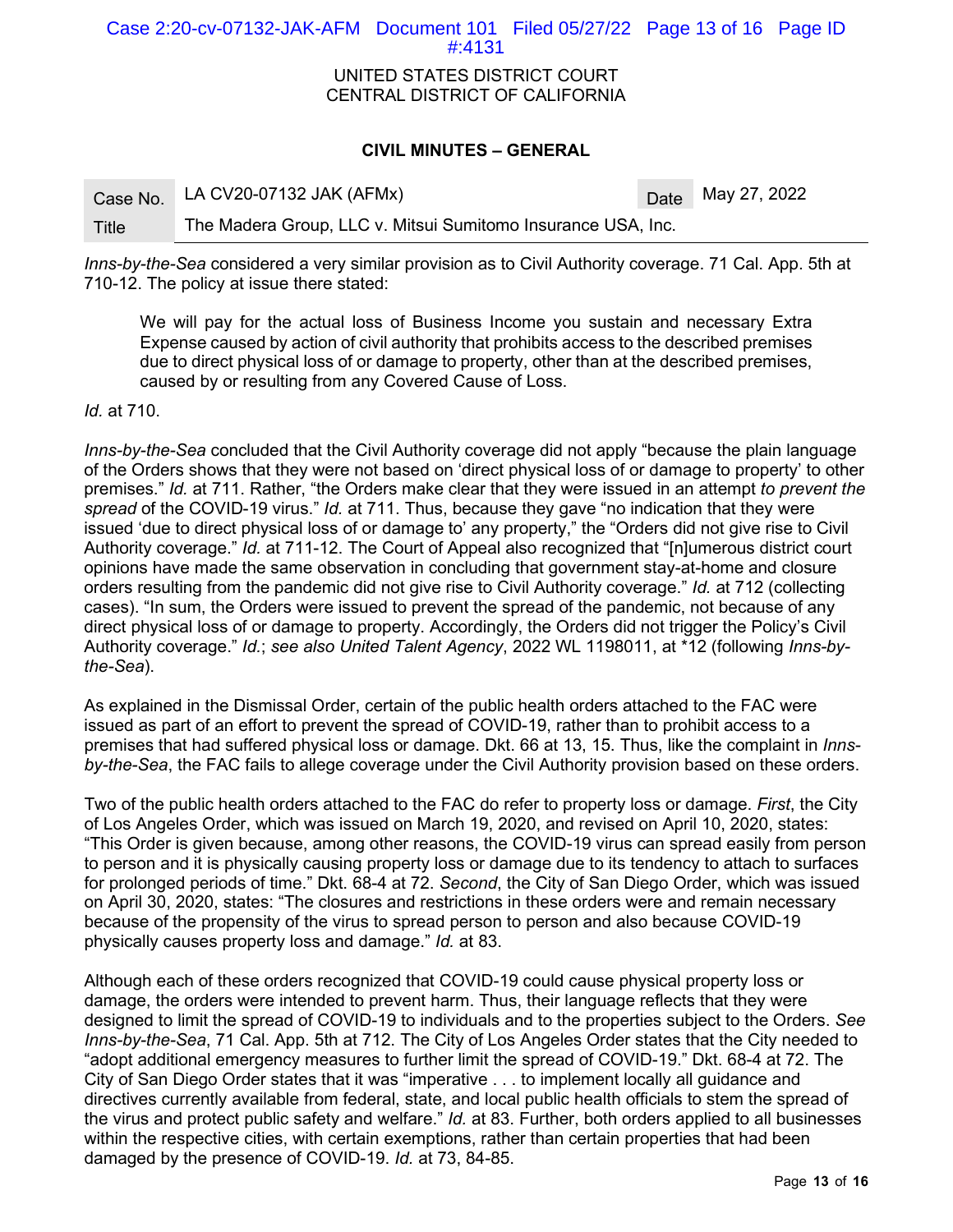*Inns-by-the-Sea* considered a very similar provision as to Civil Authority coverage. 71 Cal. App. 5th at 710-12. The policy at issue there stated:

> We will pay for the actual loss of Business Income you sustain and necessary Extra Expense caused by action of civil authority that prohibits access to the described premises due to direct physical loss of or damage to property, other than at the described premises, caused by or resulting from any Covered Cause of Loss.

*Id.* at 710.

*Inns-by-the-Sea* concluded that the Civil Authority coverage did not apply "because the plain language of the Orders shows that they were not based on 'direct physical loss of or damage to property' to other premises." *Id.* at 711. Rather, "the Orders make clear that they were issued in an attempt *to prevent the spread* of the COVID-19 virus." *Id.* at 711. Thus, because they gave "no indication that they were issued 'due to direct physical loss of or damage to' any property," the "Orders did not give rise to Civil Authority coverage." *Id.* at 711-12. The Court of Appeal also recognized that "[n]umerous district court opinions have made the same observation in concluding that government stay-at-home and closure orders resulting from the pandemic did not give rise to Civil Authority coverage." *Id.* at 712 (collecting cases). "In sum, the Orders were issued to prevent the spread of the pandemic, not because of any direct physical loss of or damage to property. Accordingly, the Orders did not trigger the Policy's Civil Authority coverage." *Id.*; *see also United Talent Agency*, 2022 WL 1198011, at *12 (following *Inns-by-the-Sea*).

As explained in the Dismissal Order, certain of the public health orders attached to the FAC were issued as part of an effort to prevent the spread of COVID-19, rather than to prohibit access to a premises that had suffered physical loss or damage. Dkt. 66 at 13, 15. Thus, like the complaint in *Inns-by-the-Sea*, the FAC fails to allege coverage under the Civil Authority provision based on these orders.

Two of the public health orders attached to the FAC do refer to property loss or damage. *First*, the City of Los Angeles Order, which was issued on March 19, 2020, and revised on April 10, 2020, states: "This Order is given because, among other reasons, the COVID-19 virus can spread easily from person to person and it is physically causing property loss or damage due to its tendency to attach to surfaces for prolonged periods of time." Dkt. 68-4 at 72. *Second*, the City of San Diego Order, which was issued on April 30, 2020, states: "The closures and restrictions in these orders were and remain necessary because of the propensity of the virus to spread person to person and also because COVID-19 physically causes property loss and damage." *Id.* at 83.

Although each of these orders recognized that COVID-19 could cause physical property loss or damage, the orders were intended to prevent harm. Thus, their language reflects that they were designed to limit the spread of COVID-19 to individuals and to the properties subject to the Orders. *See Inns-by-the-Sea*, 71 Cal. App. 5th at 712. The City of Los Angeles Order states that the City needed to "adopt additional emergency measures to further limit the spread of COVID-19." Dkt. 68-4 at 72. The City of San Diego Order states that it was "imperative . . . to implement locally all guidance and directives currently available from federal, state, and local public health officials to stem the spread of the virus and protect public safety and welfare." *Id.* at 83. Further, both orders applied to all businesses within the respective cities, with certain exemptions, rather than certain properties that had been damaged by the presence of COVID-19. *Id.* at 73, 84-85.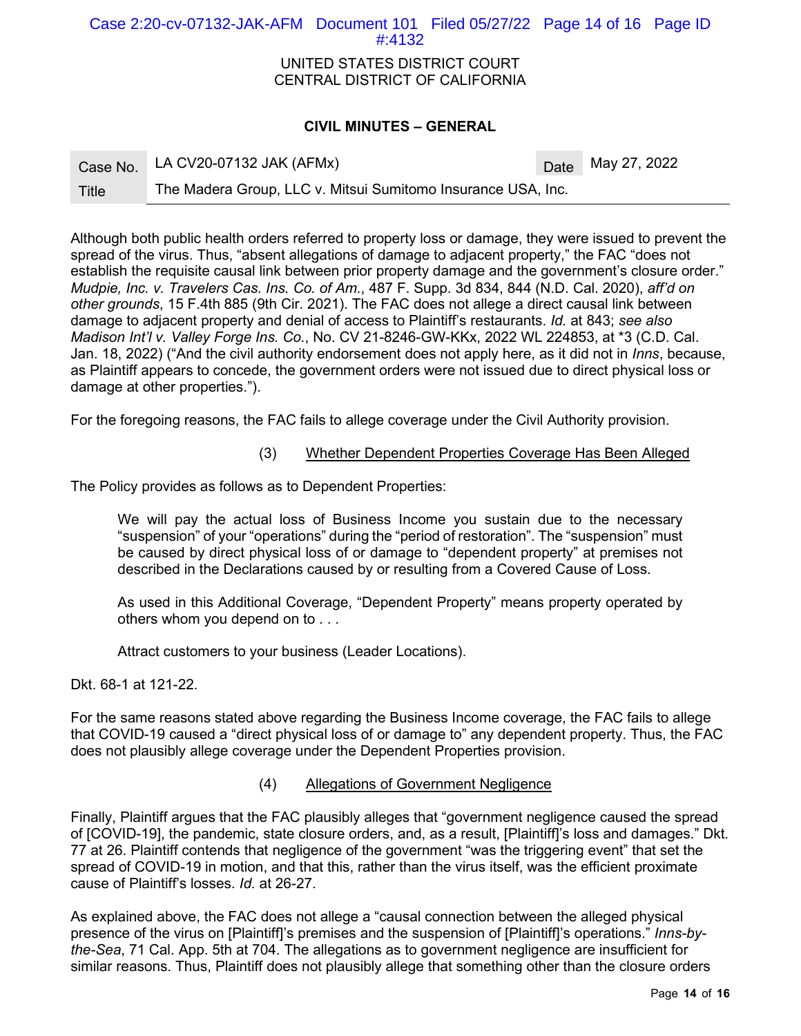Although both public health orders referred to property loss or damage, they were issued to prevent the spread of the virus. Thus, "absent allegations of damage to adjacent property," the FAC "does not establish the requisite causal link between prior property damage and the government's closure order." *Mudpie, Inc. v. Travelers Cas. Ins. Co. of Am.*, 487 F. Supp. 3d 834, 844 (N.D. Cal. 2020), *aff'd on other grounds*, 15 F.4th 885 (9th Cir. 2021). The FAC does not allege a direct causal link between damage to adjacent property and denial of access to Plaintiff's restaurants. *Id.* at 843; *see also Madison Int'l v. Valley Forge Ins. Co.*, No. CV 21-8246-GW-KKx, 2022 WL 224853, at *3 (C.D. Cal. Jan. 18, 2022) ("And the civil authority endorsement does not apply here, as it did not in *Inns*, because, as Plaintiff appears to concede, the government orders were not issued due to direct physical loss or damage at other properties.").

For the foregoing reasons, the FAC fails to allege coverage under the Civil Authority provision.

(3) Whether Dependent Properties Coverage Has Been Alleged

The Policy provides as follows as to Dependent Properties:

> We will pay the actual loss of Business Income you sustain due to the necessary "suspension" of your "operations" during the "period of restoration". The "suspension" must be caused by direct physical loss of or damage to "dependent property" at premises not described in the Declarations caused by or resulting from a Covered Cause of Loss.
>
> As used in this Additional Coverage, "Dependent Property" means property operated by others whom you depend on to . . .
>
> Attract customers to your business (Leader Locations).

Dkt. 68-1 at 121-22.

For the same reasons stated above regarding the Business Income coverage, the FAC fails to allege that COVID-19 caused a "direct physical loss of or damage to" any dependent property. Thus, the FAC does not plausibly allege coverage under the Dependent Properties provision.

(4) Allegations of Government Negligence

Finally, Plaintiff argues that the FAC plausibly alleges that "government negligence caused the spread of [COVID-19], the pandemic, state closure orders, and, as a result, [Plaintiff]'s loss and damages." Dkt. 77 at 26. Plaintiff contends that negligence of the government "was the triggering event" that set the spread of COVID-19 in motion, and that this, rather than the virus itself, was the efficient proximate cause of Plaintiff's losses. *Id.* at 26-27.

As explained above, the FAC does not allege a "causal connection between the alleged physical presence of the virus on [Plaintiff]'s premises and the suspension of [Plaintiff]'s operations." *Inns-by-the-Sea*, 71 Cal. App. 5th at 704. The allegations as to government negligence are insufficient for similar reasons. Thus, Plaintiff does not plausibly allege that something other than the closure orders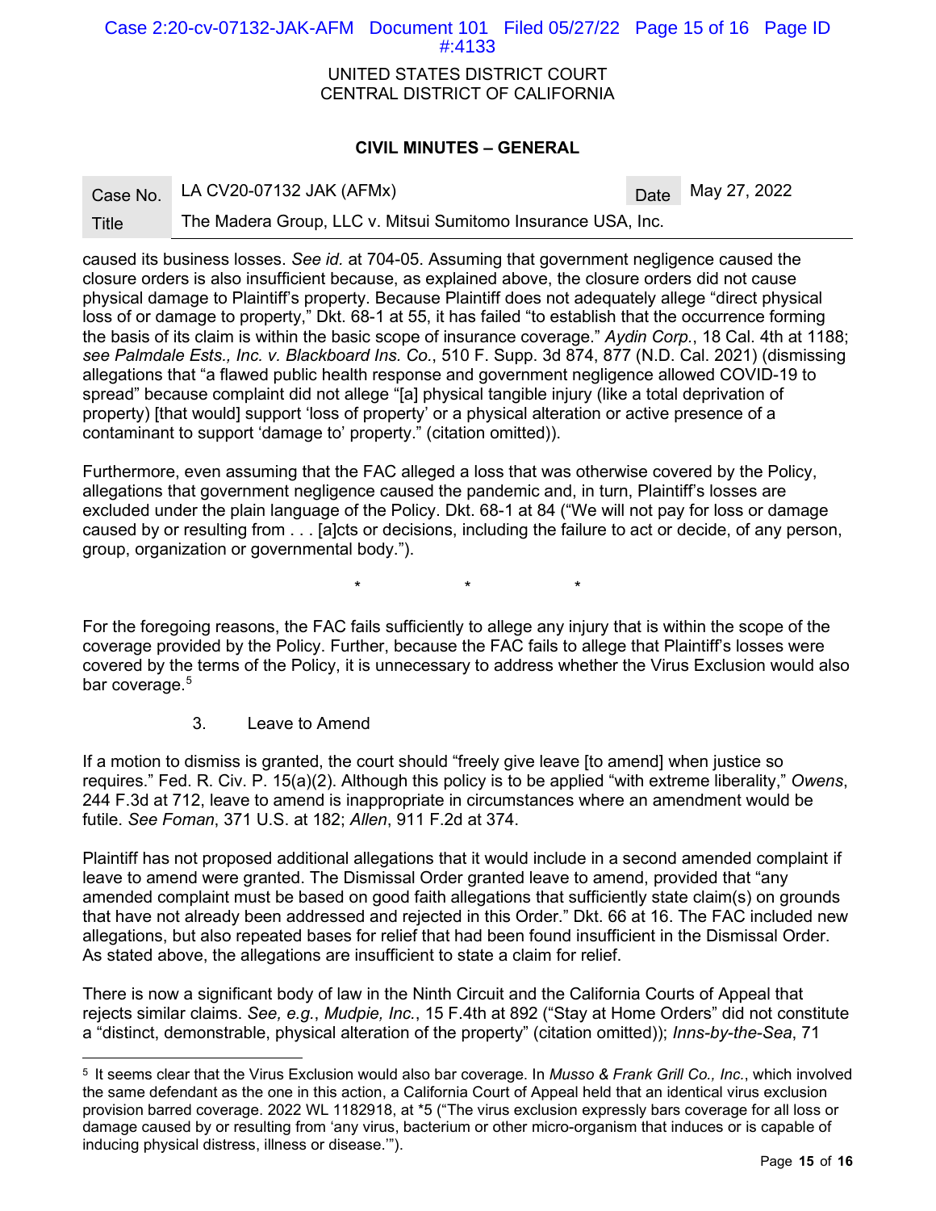caused its business losses. *See id.* at 704-05. Assuming that government negligence caused the closure orders is also insufficient because, as explained above, the closure orders did not cause physical damage to Plaintiff's property. Because Plaintiff does not adequately allege "direct physical loss of or damage to property," Dkt. 68-1 at 55, it has failed "to establish that the occurrence forming the basis of its claim is within the basic scope of insurance coverage." *Aydin Corp.*, 18 Cal. 4th at 1188; *see Palmdale Ests., Inc. v. Blackboard Ins. Co.*, 510 F. Supp. 3d 874, 877 (N.D. Cal. 2021) (dismissing allegations that "a flawed public health response and government negligence allowed COVID-19 to spread" because complaint did not allege "[a] physical tangible injury (like a total deprivation of property) [that would] support 'loss of property' or a physical alteration or active presence of a contaminant to support 'damage to' property." (citation omitted)).

Furthermore, even assuming that the FAC alleged a loss that was otherwise covered by the Policy, allegations that government negligence caused the pandemic and, in turn, Plaintiff's losses are excluded under the plain language of the Policy. Dkt. 68-1 at 84 ("We will not pay for loss or damage caused by or resulting from . . . [a]cts or decisions, including the failure to act or decide, of any person, group, organization or governmental body.").

\* \* \*

For the foregoing reasons, the FAC fails sufficiently to allege any injury that is within the scope of the coverage provided by the Policy. Further, because the FAC fails to allege that Plaintiff's losses were covered by the terms of the Policy, it is unnecessary to address whether the Virus Exclusion would also bar coverage.[5]

3. Leave to Amend

If a motion to dismiss is granted, the court should "freely give leave [to amend] when justice so requires." Fed. R. Civ. P. 15(a)(2). Although this policy is to be applied "with extreme liberality," *Owens*, 244 F.3d at 712, leave to amend is inappropriate in circumstances where an amendment would be futile. *See Foman*, 371 U.S. at 182; *Allen*, 911 F.2d at 374.

Plaintiff has not proposed additional allegations that it would include in a second amended complaint if leave to amend were granted. The Dismissal Order granted leave to amend, provided that "any amended complaint must be based on good faith allegations that sufficiently state claim(s) on grounds that have not already been addressed and rejected in this Order." Dkt. 66 at 16. The FAC included new allegations, but also repeated bases for relief that had been found insufficient in the Dismissal Order. As stated above, the allegations are insufficient to state a claim for relief.

There is now a significant body of law in the Ninth Circuit and the California Courts of Appeal that rejects similar claims. *See, e.g.*, *Mudpie, Inc.*, 15 F.4th at 892 ("Stay at Home Orders" did not constitute a "distinct, demonstrable, physical alteration of the property" (citation omitted)); *Inns-by-the-Sea*, 71

---

[5] It seems clear that the Virus Exclusion would also bar coverage. In *Musso & Frank Grill Co., Inc.*, which involved the same defendant as the one in this action, a California Court of Appeal held that an identical virus exclusion provision barred coverage. 2022 WL 1182918, at *5 ("The virus exclusion expressly bars coverage for all loss or damage caused by or resulting from 'any virus, bacterium or other micro-organism that induces or is capable of inducing physical distress, illness or disease.'").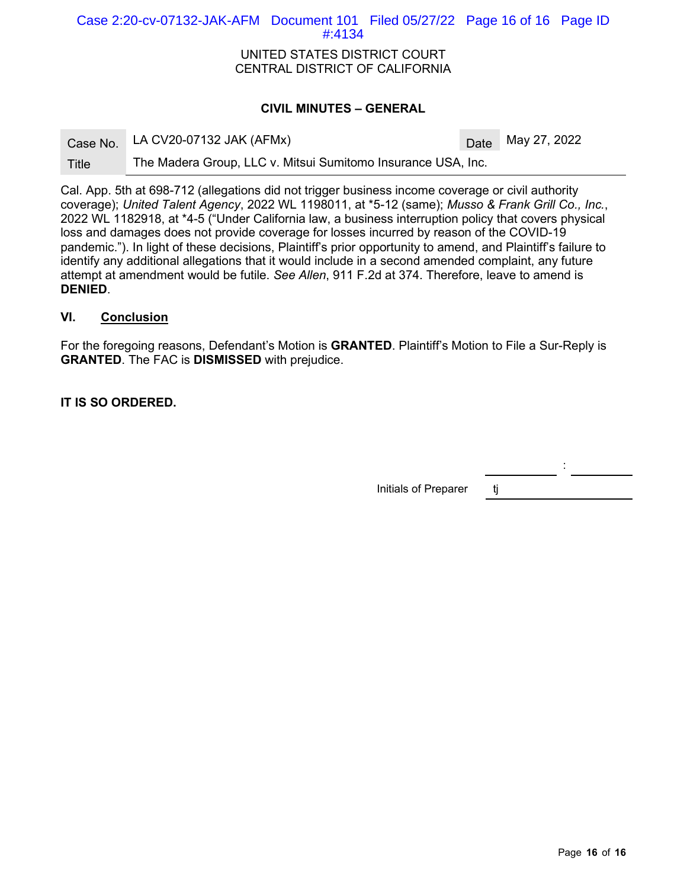Cal. App. 5th at 698-712 (allegations did not trigger business income coverage or civil authority coverage); *United Talent Agency*, 2022 WL 1198011, at *5-12 (same); *Musso & Frank Grill Co., Inc.*, 2022 WL 1182918, at *4-5 ("Under California law, a business interruption policy that covers physical loss and damages does not provide coverage for losses incurred by reason of the COVID-19 pandemic."). In light of these decisions, Plaintiff's prior opportunity to amend, and Plaintiff's failure to identify any additional allegations that it would include in a second amended complaint, any future attempt at amendment would be futile. *See Allen*, 911 F.2d at 374. Therefore, leave to amend is **DENIED**.

## VI. Conclusion

For the foregoing reasons, Defendant's Motion is **GRANTED**. Plaintiff's Motion to File a Sur-Reply is **GRANTED**. The FAC is **DISMISSED** with prejudice.

**IT IS SO ORDERED.**

___ : ___

Initials of Preparer tj